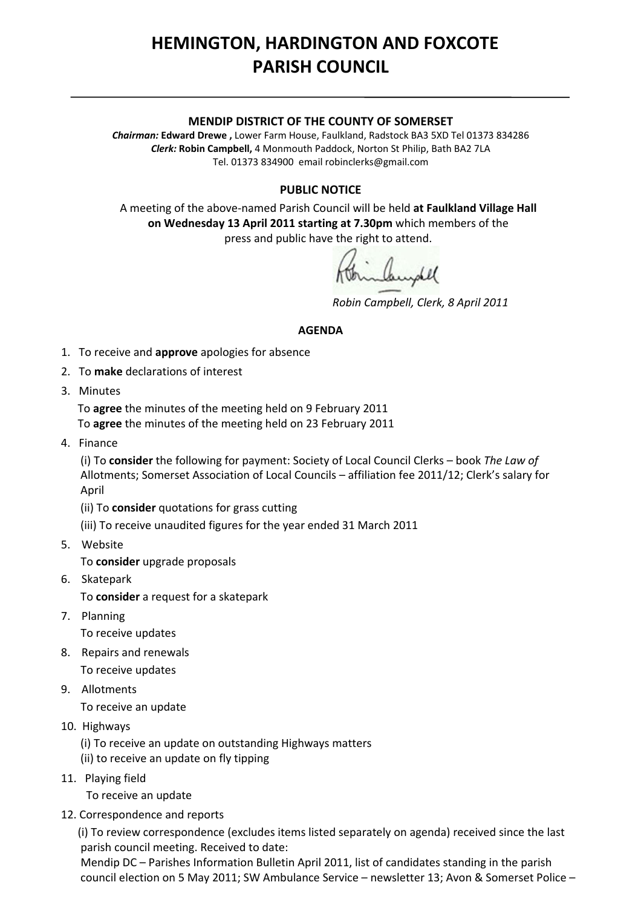# HEMINGTON, HARDINGTON AND FOXCOTE PARISH COUNCIL

**MENDIP DISTRICT OF THE COUNTY OF SOMERSET**

***Chairman:*** **Edward Drewe ,** Lower Farm House, Faulkland, Radstock BA3 5XD Tel 01373 834286
***Clerk:*** **Robin Campbell,** 4 Monmouth Paddock, Norton St Philip, Bath BA2 7LA
Tel. 01373 834900 email robinclerks@gmail.com

**PUBLIC NOTICE**

A meeting of the above-named Parish Council will be held **at Faulkland Village Hall on Wednesday 13 April 2011 starting at 7.30pm** which members of the press and public have the right to attend.

*Robin Campbell, Clerk, 8 April 2011*

**AGENDA**

1. To receive and **approve** apologies for absence
2. To **make** declarations of interest
3. Minutes
   To **agree** the minutes of the meeting held on 9 February 2011
   To **agree** the minutes of the meeting held on 23 February 2011
4. Finance
   (i) To **consider** the following for payment: Society of Local Council Clerks – book *The Law of* Allotments; Somerset Association of Local Councils – affiliation fee 2011/12; Clerk's salary for April
   (ii) To **consider** quotations for grass cutting
   (iii) To receive unaudited figures for the year ended 31 March 2011
5. Website
   To **consider** upgrade proposals
6. Skatepark
   To **consider** a request for a skatepark
7. Planning
   To receive updates
8. Repairs and renewals
   To receive updates
9. Allotments
   To receive an update
10. Highways
    (i) To receive an update on outstanding Highways matters
    (ii) to receive an update on fly tipping
11. Playing field
    To receive an update
12. Correspondence and reports
    (i) To review correspondence (excludes items listed separately on agenda) received since the last parish council meeting. Received to date:
    Mendip DC – Parishes Information Bulletin April 2011, list of candidates standing in the parish council election on 5 May 2011; SW Ambulance Service – newsletter 13; Avon & Somerset Police –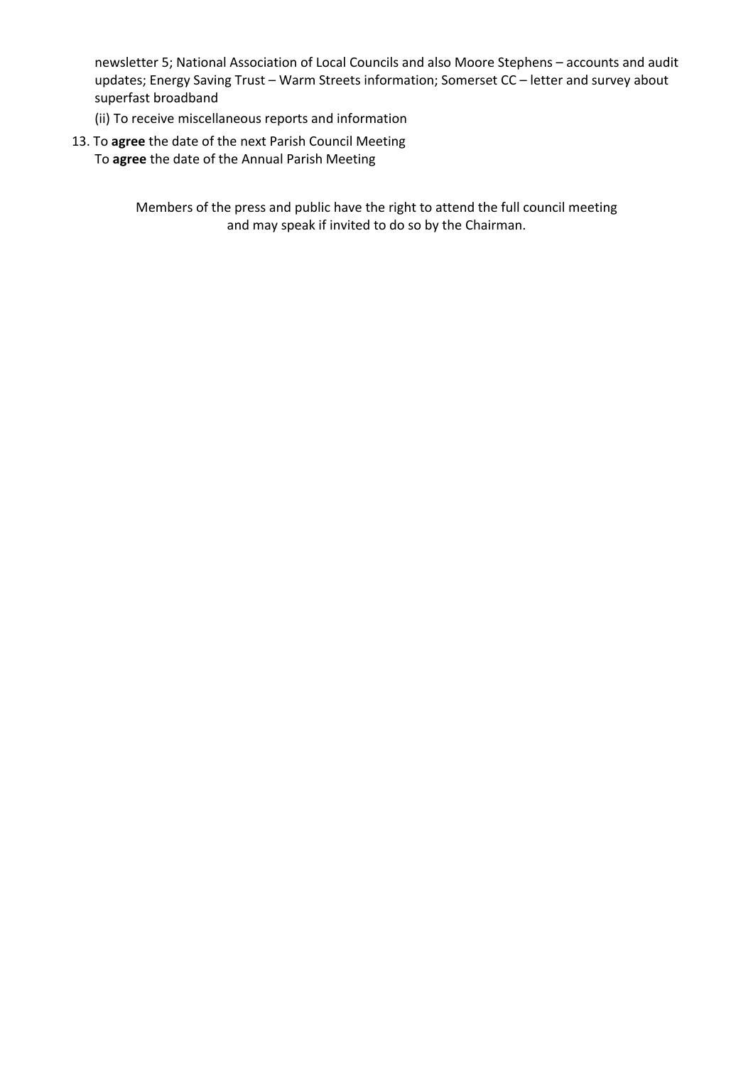newsletter 5; National Association of Local Councils and also Moore Stephens – accounts and audit updates; Energy Saving Trust – Warm Streets information; Somerset CC – letter and survey about superfast broadband

(ii) To receive miscellaneous reports and information

13. To **agree** the date of the next Parish Council Meeting
    To **agree** the date of the Annual Parish Meeting

Members of the press and public have the right to attend the full council meeting and may speak if invited to do so by the Chairman.